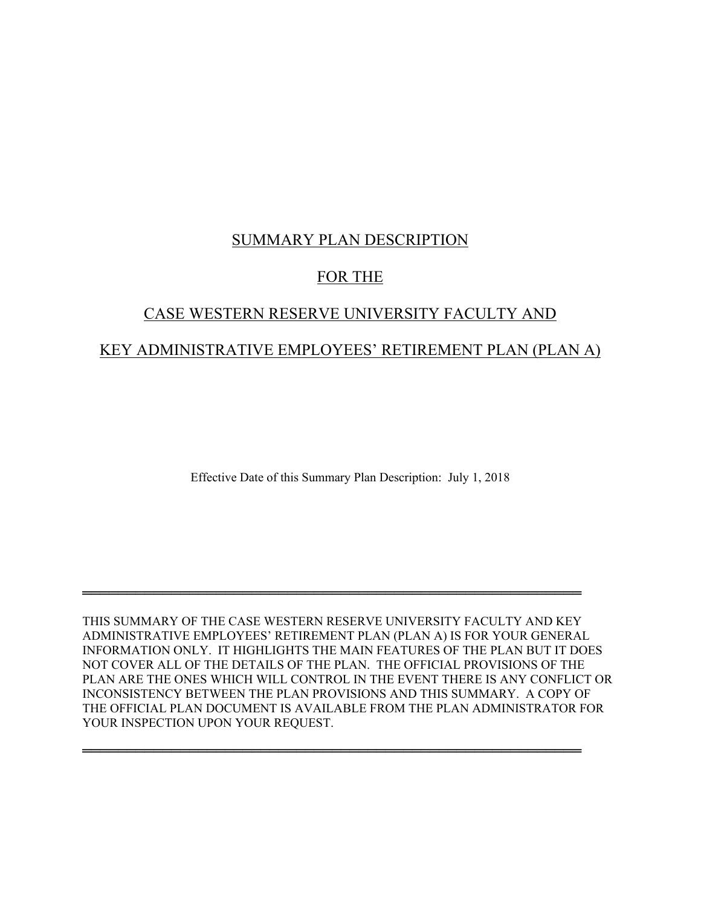# SUMMARY PLAN DESCRIPTION

# FOR THE

# CASE WESTERN RESERVE UNIVERSITY FACULTY AND

# KEY ADMINISTRATIVE EMPLOYEES' RETIREMENT PLAN (PLAN A)

Effective Date of this Summary Plan Description: July 1, 2018

---

THIS SUMMARY OF THE CASE WESTERN RESERVE UNIVERSITY FACULTY AND KEY ADMINISTRATIVE EMPLOYEES' RETIREMENT PLAN (PLAN A) IS FOR YOUR GENERAL INFORMATION ONLY. IT HIGHLIGHTS THE MAIN FEATURES OF THE PLAN BUT IT DOES NOT COVER ALL OF THE DETAILS OF THE PLAN. THE OFFICIAL PROVISIONS OF THE PLAN ARE THE ONES WHICH WILL CONTROL IN THE EVENT THERE IS ANY CONFLICT OR INCONSISTENCY BETWEEN THE PLAN PROVISIONS AND THIS SUMMARY. A COPY OF THE OFFICIAL PLAN DOCUMENT IS AVAILABLE FROM THE PLAN ADMINISTRATOR FOR YOUR INSPECTION UPON YOUR REQUEST.

---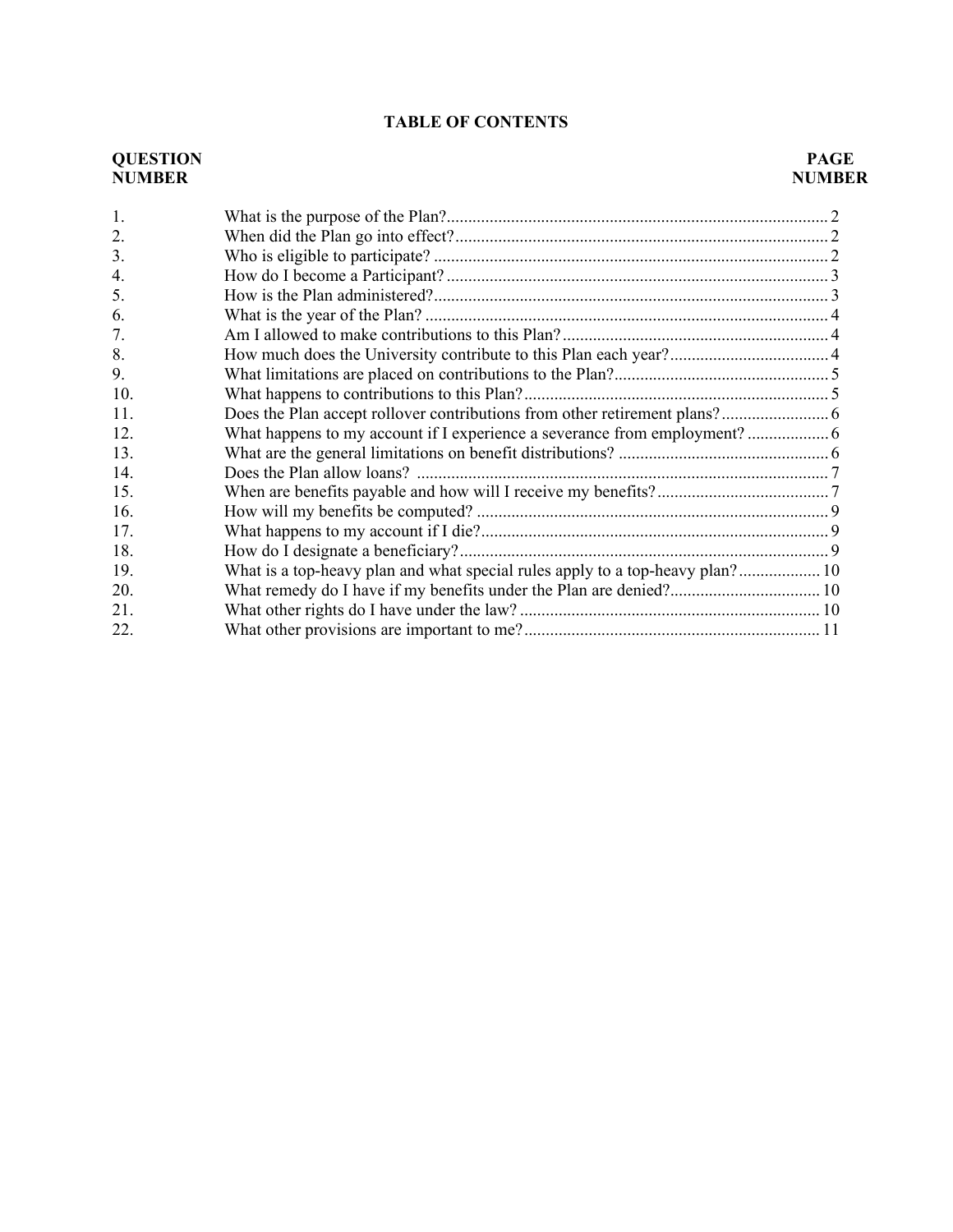## TABLE OF CONTENTS

| QUESTION NUMBER | | PAGE NUMBER |
|---|---|---|
| 1. | What is the purpose of the Plan? | 2 |
| 2. | When did the Plan go into effect? | 2 |
| 3. | Who is eligible to participate? | 2 |
| 4. | How do I become a Participant? | 3 |
| 5. | How is the Plan administered? | 3 |
| 6. | What is the year of the Plan? | 4 |
| 7. | Am I allowed to make contributions to this Plan? | 4 |
| 8. | How much does the University contribute to this Plan each year? | 4 |
| 9. | What limitations are placed on contributions to the Plan? | 5 |
| 10. | What happens to contributions to this Plan? | 5 |
| 11. | Does the Plan accept rollover contributions from other retirement plans? | 6 |
| 12. | What happens to my account if I experience a severance from employment? | 6 |
| 13. | What are the general limitations on benefit distributions? | 6 |
| 14. | Does the Plan allow loans? | 7 |
| 15. | When are benefits payable and how will I receive my benefits? | 7 |
| 16. | How will my benefits be computed? | 9 |
| 17. | What happens to my account if I die? | 9 |
| 18. | How do I designate a beneficiary? | 9 |
| 19. | What is a top-heavy plan and what special rules apply to a top-heavy plan? | 10 |
| 20. | What remedy do I have if my benefits under the Plan are denied? | 10 |
| 21. | What other rights do I have under the law? | 10 |
| 22. | What other provisions are important to me? | 11 |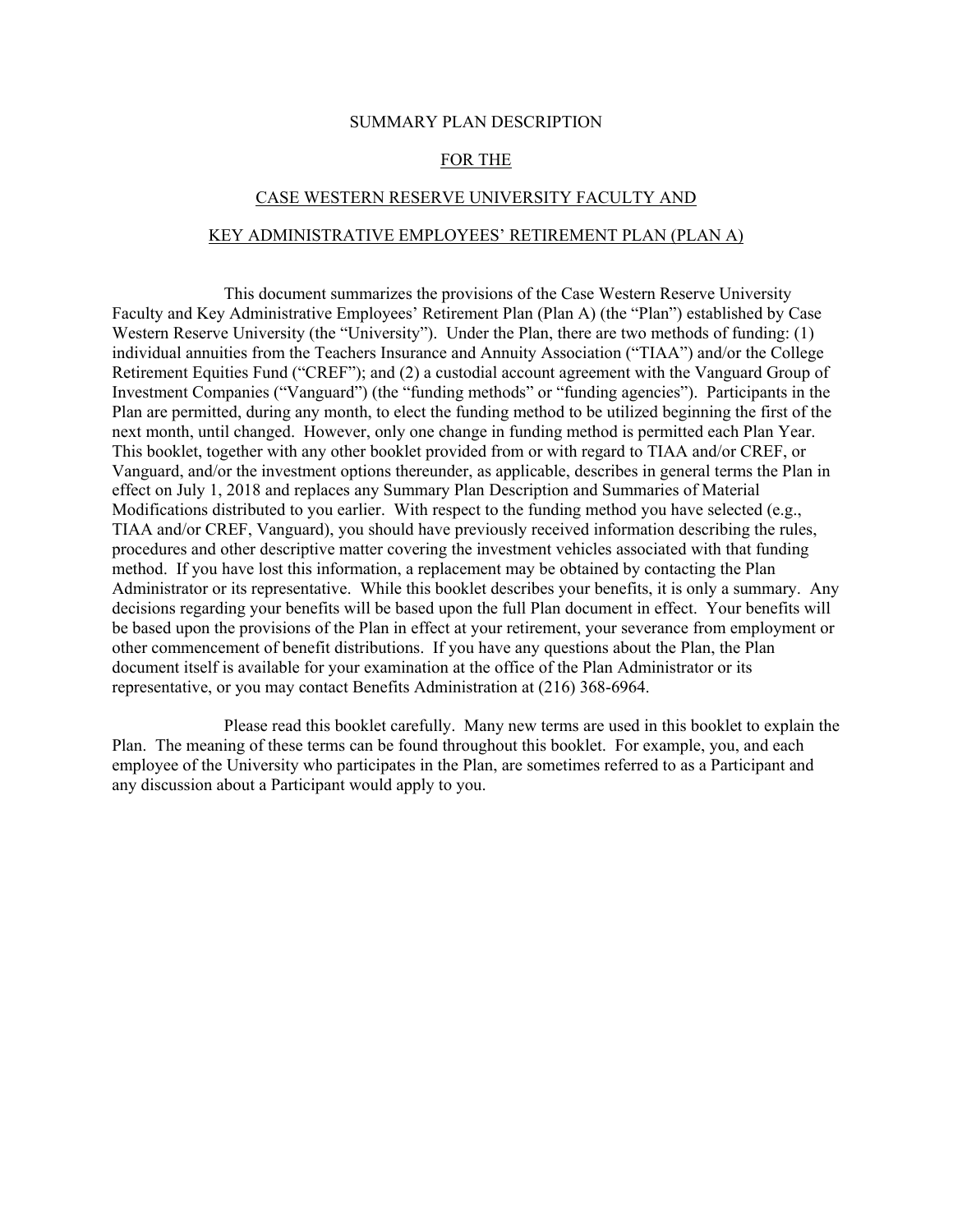# SUMMARY PLAN DESCRIPTION

## FOR THE

## CASE WESTERN RESERVE UNIVERSITY FACULTY AND KEY ADMINISTRATIVE EMPLOYEES' RETIREMENT PLAN (PLAN A)

This document summarizes the provisions of the Case Western Reserve University Faculty and Key Administrative Employees' Retirement Plan (Plan A) (the "Plan") established by Case Western Reserve University (the "University"). Under the Plan, there are two methods of funding: (1) individual annuities from the Teachers Insurance and Annuity Association ("TIAA") and/or the College Retirement Equities Fund ("CREF"); and (2) a custodial account agreement with the Vanguard Group of Investment Companies ("Vanguard") (the "funding methods" or "funding agencies"). Participants in the Plan are permitted, during any month, to elect the funding method to be utilized beginning the first of the next month, until changed. However, only one change in funding method is permitted each Plan Year. This booklet, together with any other booklet provided from or with regard to TIAA and/or CREF, or Vanguard, and/or the investment options thereunder, as applicable, describes in general terms the Plan in effect on July 1, 2018 and replaces any Summary Plan Description and Summaries of Material Modifications distributed to you earlier. With respect to the funding method you have selected (e.g., TIAA and/or CREF, Vanguard), you should have previously received information describing the rules, procedures and other descriptive matter covering the investment vehicles associated with that funding method. If you have lost this information, a replacement may be obtained by contacting the Plan Administrator or its representative. While this booklet describes your benefits, it is only a summary. Any decisions regarding your benefits will be based upon the full Plan document in effect. Your benefits will be based upon the provisions of the Plan in effect at your retirement, your severance from employment or other commencement of benefit distributions. If you have any questions about the Plan, the Plan document itself is available for your examination at the office of the Plan Administrator or its representative, or you may contact Benefits Administration at (216) 368-6964.

Please read this booklet carefully. Many new terms are used in this booklet to explain the Plan. The meaning of these terms can be found throughout this booklet. For example, you, and each employee of the University who participates in the Plan, are sometimes referred to as a Participant and any discussion about a Participant would apply to you.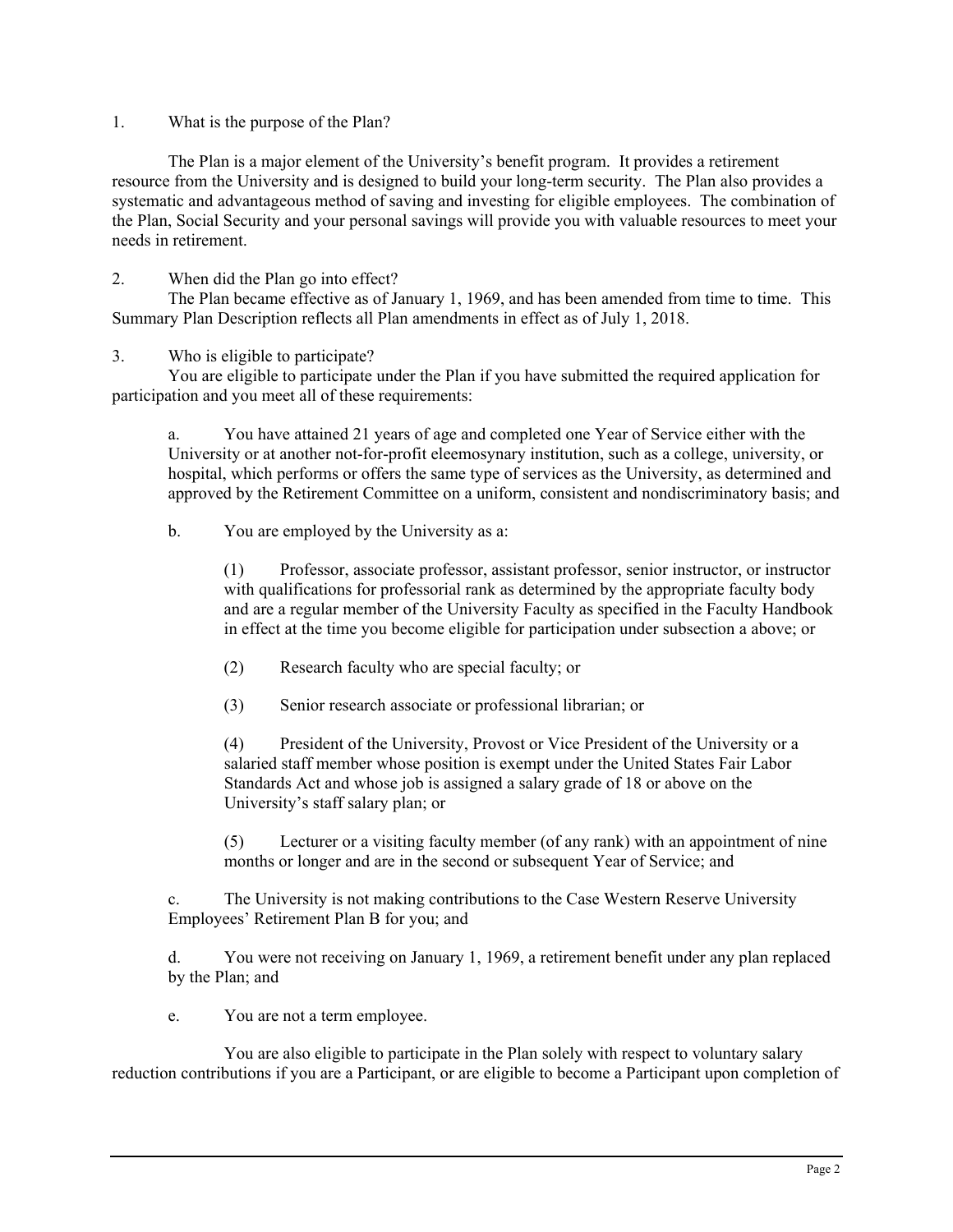1. What is the purpose of the Plan?

The Plan is a major element of the University's benefit program. It provides a retirement resource from the University and is designed to build your long-term security. The Plan also provides a systematic and advantageous method of saving and investing for eligible employees. The combination of the Plan, Social Security and your personal savings will provide you with valuable resources to meet your needs in retirement.

2. When did the Plan go into effect?

The Plan became effective as of January 1, 1969, and has been amended from time to time. This Summary Plan Description reflects all Plan amendments in effect as of July 1, 2018.

3. Who is eligible to participate?

You are eligible to participate under the Plan if you have submitted the required application for participation and you meet all of these requirements:

a. You have attained 21 years of age and completed one Year of Service either with the University or at another not-for-profit eleemosynary institution, such as a college, university, or hospital, which performs or offers the same type of services as the University, as determined and approved by the Retirement Committee on a uniform, consistent and nondiscriminatory basis; and

b. You are employed by the University as a:

(1) Professor, associate professor, assistant professor, senior instructor, or instructor with qualifications for professorial rank as determined by the appropriate faculty body and are a regular member of the University Faculty as specified in the Faculty Handbook in effect at the time you become eligible for participation under subsection a above; or

(2) Research faculty who are special faculty; or

(3) Senior research associate or professional librarian; or

(4) President of the University, Provost or Vice President of the University or a salaried staff member whose position is exempt under the United States Fair Labor Standards Act and whose job is assigned a salary grade of 18 or above on the University's staff salary plan; or

(5) Lecturer or a visiting faculty member (of any rank) with an appointment of nine months or longer and are in the second or subsequent Year of Service; and

c. The University is not making contributions to the Case Western Reserve University Employees' Retirement Plan B for you; and

d. You were not receiving on January 1, 1969, a retirement benefit under any plan replaced by the Plan; and

e. You are not a term employee.

You are also eligible to participate in the Plan solely with respect to voluntary salary reduction contributions if you are a Participant, or are eligible to become a Participant upon completion of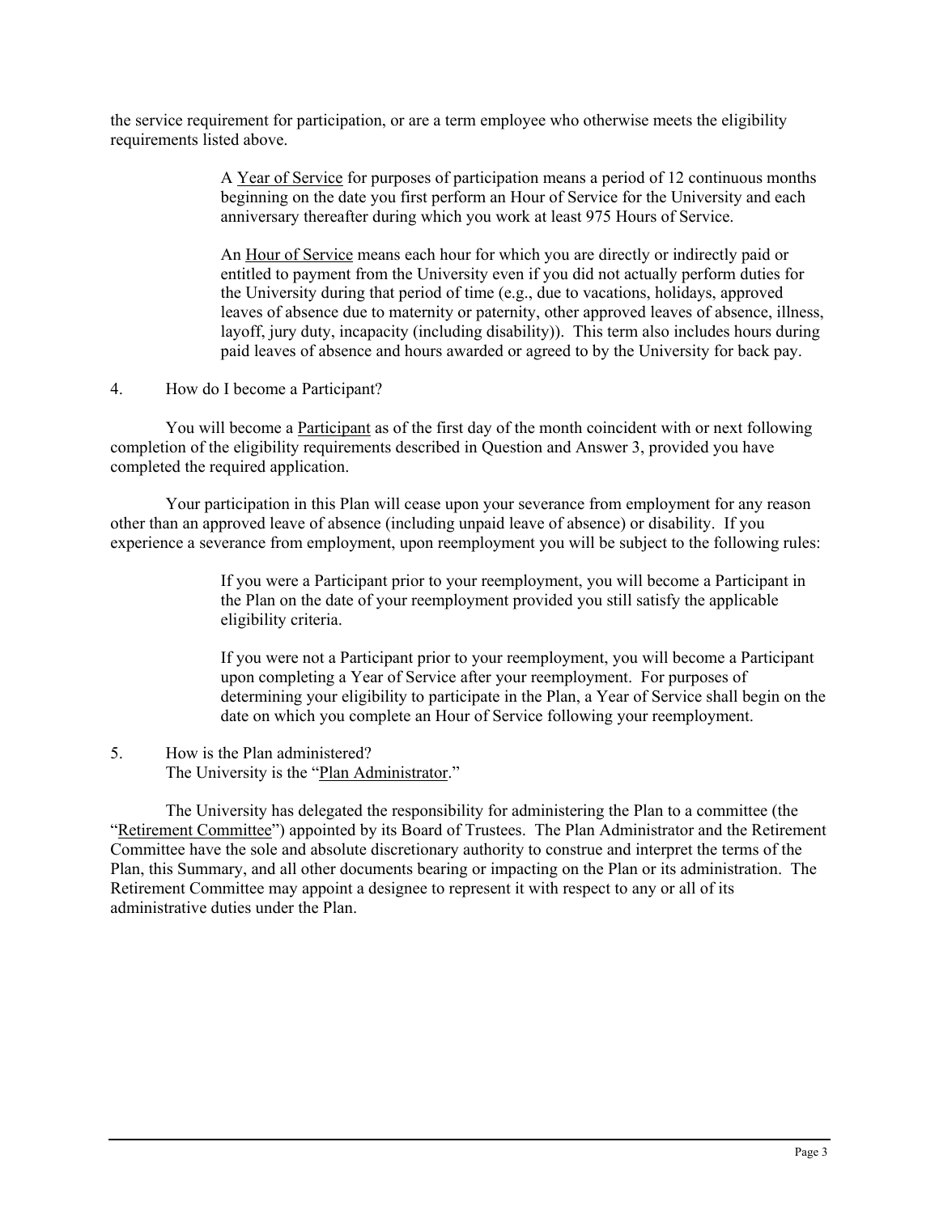the service requirement for participation, or are a term employee who otherwise meets the eligibility requirements listed above.

> A Year of Service for purposes of participation means a period of 12 continuous months beginning on the date you first perform an Hour of Service for the University and each anniversary thereafter during which you work at least 975 Hours of Service.
>
> An Hour of Service means each hour for which you are directly or indirectly paid or entitled to payment from the University even if you did not actually perform duties for the University during that period of time (e.g., due to vacations, holidays, approved leaves of absence due to maternity or paternity, other approved leaves of absence, illness, layoff, jury duty, incapacity (including disability)). This term also includes hours during paid leaves of absence and hours awarded or agreed to by the University for back pay.

4. How do I become a Participant?

You will become a Participant as of the first day of the month coincident with or next following completion of the eligibility requirements described in Question and Answer 3, provided you have completed the required application.

Your participation in this Plan will cease upon your severance from employment for any reason other than an approved leave of absence (including unpaid leave of absence) or disability. If you experience a severance from employment, upon reemployment you will be subject to the following rules:

> If you were a Participant prior to your reemployment, you will become a Participant in the Plan on the date of your reemployment provided you still satisfy the applicable eligibility criteria.
>
> If you were not a Participant prior to your reemployment, you will become a Participant upon completing a Year of Service after your reemployment. For purposes of determining your eligibility to participate in the Plan, a Year of Service shall begin on the date on which you complete an Hour of Service following your reemployment.

5. How is the Plan administered?
The University is the "Plan Administrator."

The University has delegated the responsibility for administering the Plan to a committee (the "Retirement Committee") appointed by its Board of Trustees. The Plan Administrator and the Retirement Committee have the sole and absolute discretionary authority to construe and interpret the terms of the Plan, this Summary, and all other documents bearing or impacting on the Plan or its administration. The Retirement Committee may appoint a designee to represent it with respect to any or all of its administrative duties under the Plan.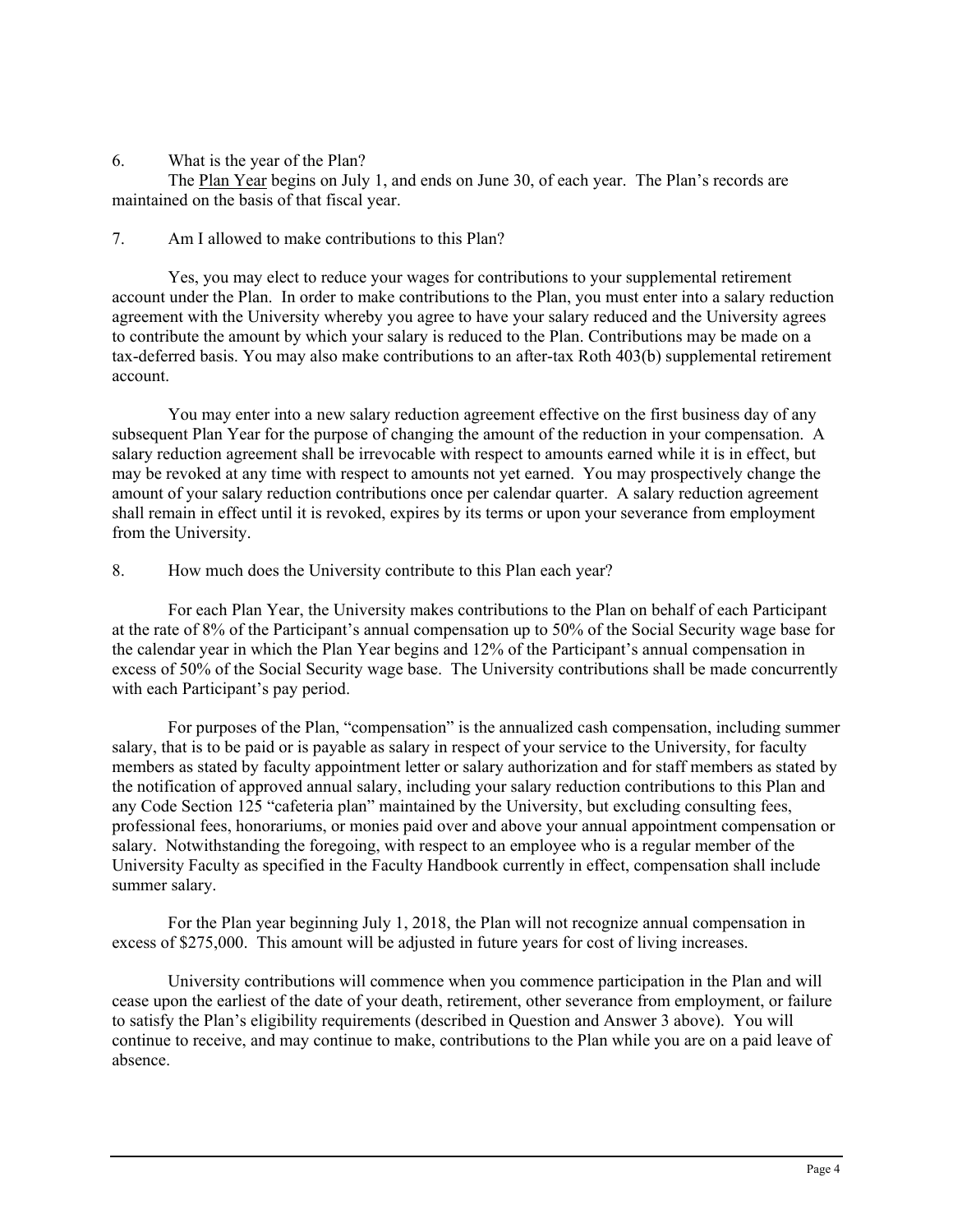6. What is the year of the Plan?

The Plan Year begins on July 1, and ends on June 30, of each year. The Plan's records are maintained on the basis of that fiscal year.

7. Am I allowed to make contributions to this Plan?

Yes, you may elect to reduce your wages for contributions to your supplemental retirement account under the Plan. In order to make contributions to the Plan, you must enter into a salary reduction agreement with the University whereby you agree to have your salary reduced and the University agrees to contribute the amount by which your salary is reduced to the Plan. Contributions may be made on a tax-deferred basis. You may also make contributions to an after-tax Roth 403(b) supplemental retirement account.

You may enter into a new salary reduction agreement effective on the first business day of any subsequent Plan Year for the purpose of changing the amount of the reduction in your compensation. A salary reduction agreement shall be irrevocable with respect to amounts earned while it is in effect, but may be revoked at any time with respect to amounts not yet earned. You may prospectively change the amount of your salary reduction contributions once per calendar quarter. A salary reduction agreement shall remain in effect until it is revoked, expires by its terms or upon your severance from employment from the University.

8. How much does the University contribute to this Plan each year?

For each Plan Year, the University makes contributions to the Plan on behalf of each Participant at the rate of 8% of the Participant's annual compensation up to 50% of the Social Security wage base for the calendar year in which the Plan Year begins and 12% of the Participant's annual compensation in excess of 50% of the Social Security wage base. The University contributions shall be made concurrently with each Participant's pay period.

For purposes of the Plan, "compensation" is the annualized cash compensation, including summer salary, that is to be paid or is payable as salary in respect of your service to the University, for faculty members as stated by faculty appointment letter or salary authorization and for staff members as stated by the notification of approved annual salary, including your salary reduction contributions to this Plan and any Code Section 125 "cafeteria plan" maintained by the University, but excluding consulting fees, professional fees, honorariums, or monies paid over and above your annual appointment compensation or salary. Notwithstanding the foregoing, with respect to an employee who is a regular member of the University Faculty as specified in the Faculty Handbook currently in effect, compensation shall include summer salary.

For the Plan year beginning July 1, 2018, the Plan will not recognize annual compensation in excess of $275,000. This amount will be adjusted in future years for cost of living increases.

University contributions will commence when you commence participation in the Plan and will cease upon the earliest of the date of your death, retirement, other severance from employment, or failure to satisfy the Plan's eligibility requirements (described in Question and Answer 3 above). You will continue to receive, and may continue to make, contributions to the Plan while you are on a paid leave of absence.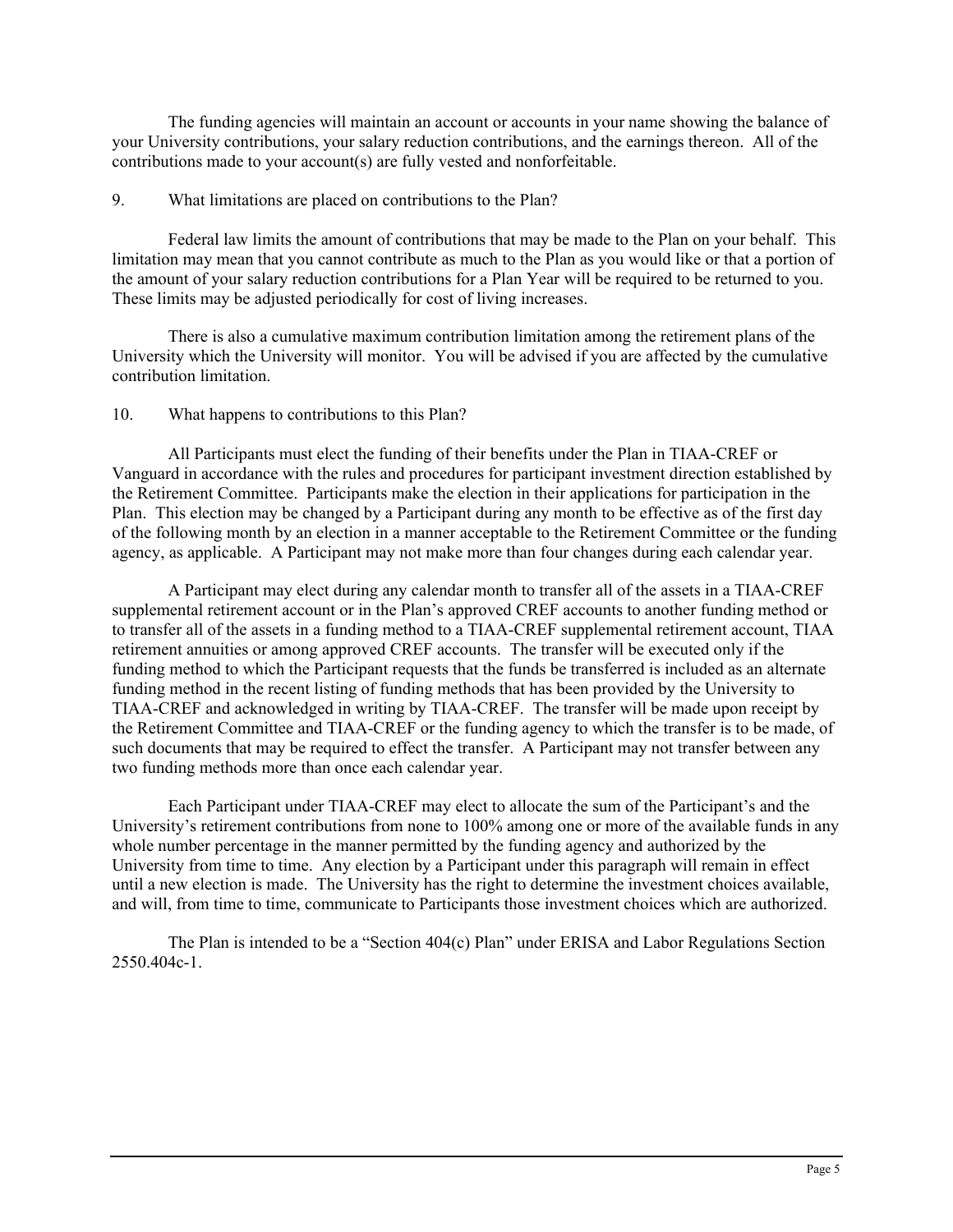The funding agencies will maintain an account or accounts in your name showing the balance of your University contributions, your salary reduction contributions, and the earnings thereon. All of the contributions made to your account(s) are fully vested and nonforfeitable.

9. What limitations are placed on contributions to the Plan?

Federal law limits the amount of contributions that may be made to the Plan on your behalf. This limitation may mean that you cannot contribute as much to the Plan as you would like or that a portion of the amount of your salary reduction contributions for a Plan Year will be required to be returned to you. These limits may be adjusted periodically for cost of living increases.

There is also a cumulative maximum contribution limitation among the retirement plans of the University which the University will monitor. You will be advised if you are affected by the cumulative contribution limitation.

10. What happens to contributions to this Plan?

All Participants must elect the funding of their benefits under the Plan in TIAA-CREF or Vanguard in accordance with the rules and procedures for participant investment direction established by the Retirement Committee. Participants make the election in their applications for participation in the Plan. This election may be changed by a Participant during any month to be effective as of the first day of the following month by an election in a manner acceptable to the Retirement Committee or the funding agency, as applicable. A Participant may not make more than four changes during each calendar year.

A Participant may elect during any calendar month to transfer all of the assets in a TIAA-CREF supplemental retirement account or in the Plan's approved CREF accounts to another funding method or to transfer all of the assets in a funding method to a TIAA-CREF supplemental retirement account, TIAA retirement annuities or among approved CREF accounts. The transfer will be executed only if the funding method to which the Participant requests that the funds be transferred is included as an alternate funding method in the recent listing of funding methods that has been provided by the University to TIAA-CREF and acknowledged in writing by TIAA-CREF. The transfer will be made upon receipt by the Retirement Committee and TIAA-CREF or the funding agency to which the transfer is to be made, of such documents that may be required to effect the transfer. A Participant may not transfer between any two funding methods more than once each calendar year.

Each Participant under TIAA-CREF may elect to allocate the sum of the Participant's and the University's retirement contributions from none to 100% among one or more of the available funds in any whole number percentage in the manner permitted by the funding agency and authorized by the University from time to time. Any election by a Participant under this paragraph will remain in effect until a new election is made. The University has the right to determine the investment choices available, and will, from time to time, communicate to Participants those investment choices which are authorized.

The Plan is intended to be a "Section 404(c) Plan" under ERISA and Labor Regulations Section 2550.404c-1.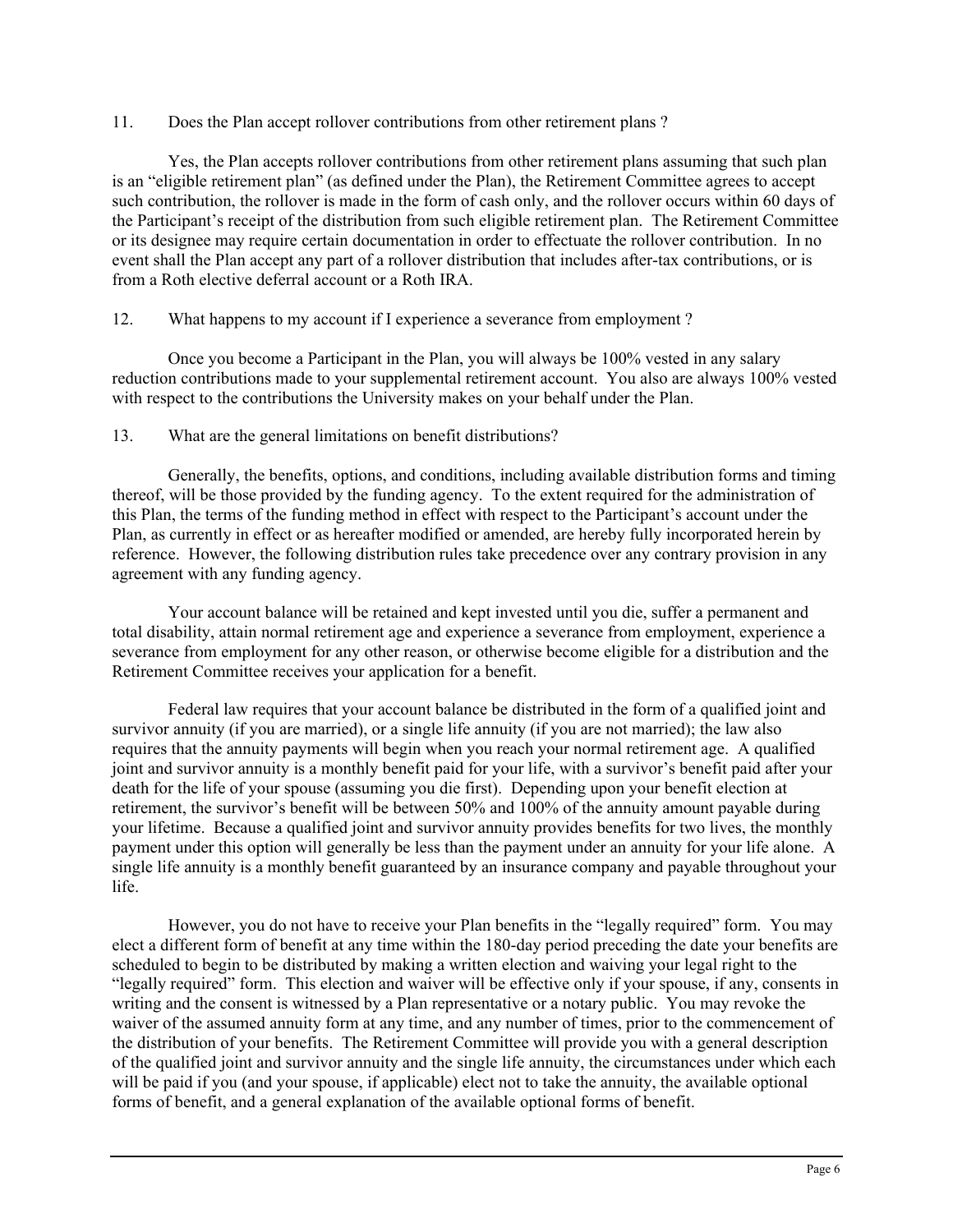11. Does the Plan accept rollover contributions from other retirement plans ?

Yes, the Plan accepts rollover contributions from other retirement plans assuming that such plan is an "eligible retirement plan" (as defined under the Plan), the Retirement Committee agrees to accept such contribution, the rollover is made in the form of cash only, and the rollover occurs within 60 days of the Participant's receipt of the distribution from such eligible retirement plan. The Retirement Committee or its designee may require certain documentation in order to effectuate the rollover contribution. In no event shall the Plan accept any part of a rollover distribution that includes after-tax contributions, or is from a Roth elective deferral account or a Roth IRA.

12. What happens to my account if I experience a severance from employment ?

Once you become a Participant in the Plan, you will always be 100% vested in any salary reduction contributions made to your supplemental retirement account. You also are always 100% vested with respect to the contributions the University makes on your behalf under the Plan.

13. What are the general limitations on benefit distributions?

Generally, the benefits, options, and conditions, including available distribution forms and timing thereof, will be those provided by the funding agency. To the extent required for the administration of this Plan, the terms of the funding method in effect with respect to the Participant's account under the Plan, as currently in effect or as hereafter modified or amended, are hereby fully incorporated herein by reference. However, the following distribution rules take precedence over any contrary provision in any agreement with any funding agency.

Your account balance will be retained and kept invested until you die, suffer a permanent and total disability, attain normal retirement age and experience a severance from employment, experience a severance from employment for any other reason, or otherwise become eligible for a distribution and the Retirement Committee receives your application for a benefit.

Federal law requires that your account balance be distributed in the form of a qualified joint and survivor annuity (if you are married), or a single life annuity (if you are not married); the law also requires that the annuity payments will begin when you reach your normal retirement age. A qualified joint and survivor annuity is a monthly benefit paid for your life, with a survivor's benefit paid after your death for the life of your spouse (assuming you die first). Depending upon your benefit election at retirement, the survivor's benefit will be between 50% and 100% of the annuity amount payable during your lifetime. Because a qualified joint and survivor annuity provides benefits for two lives, the monthly payment under this option will generally be less than the payment under an annuity for your life alone. A single life annuity is a monthly benefit guaranteed by an insurance company and payable throughout your life.

However, you do not have to receive your Plan benefits in the "legally required" form. You may elect a different form of benefit at any time within the 180-day period preceding the date your benefits are scheduled to begin to be distributed by making a written election and waiving your legal right to the "legally required" form. This election and waiver will be effective only if your spouse, if any, consents in writing and the consent is witnessed by a Plan representative or a notary public. You may revoke the waiver of the assumed annuity form at any time, and any number of times, prior to the commencement of the distribution of your benefits. The Retirement Committee will provide you with a general description of the qualified joint and survivor annuity and the single life annuity, the circumstances under which each will be paid if you (and your spouse, if applicable) elect not to take the annuity, the available optional forms of benefit, and a general explanation of the available optional forms of benefit.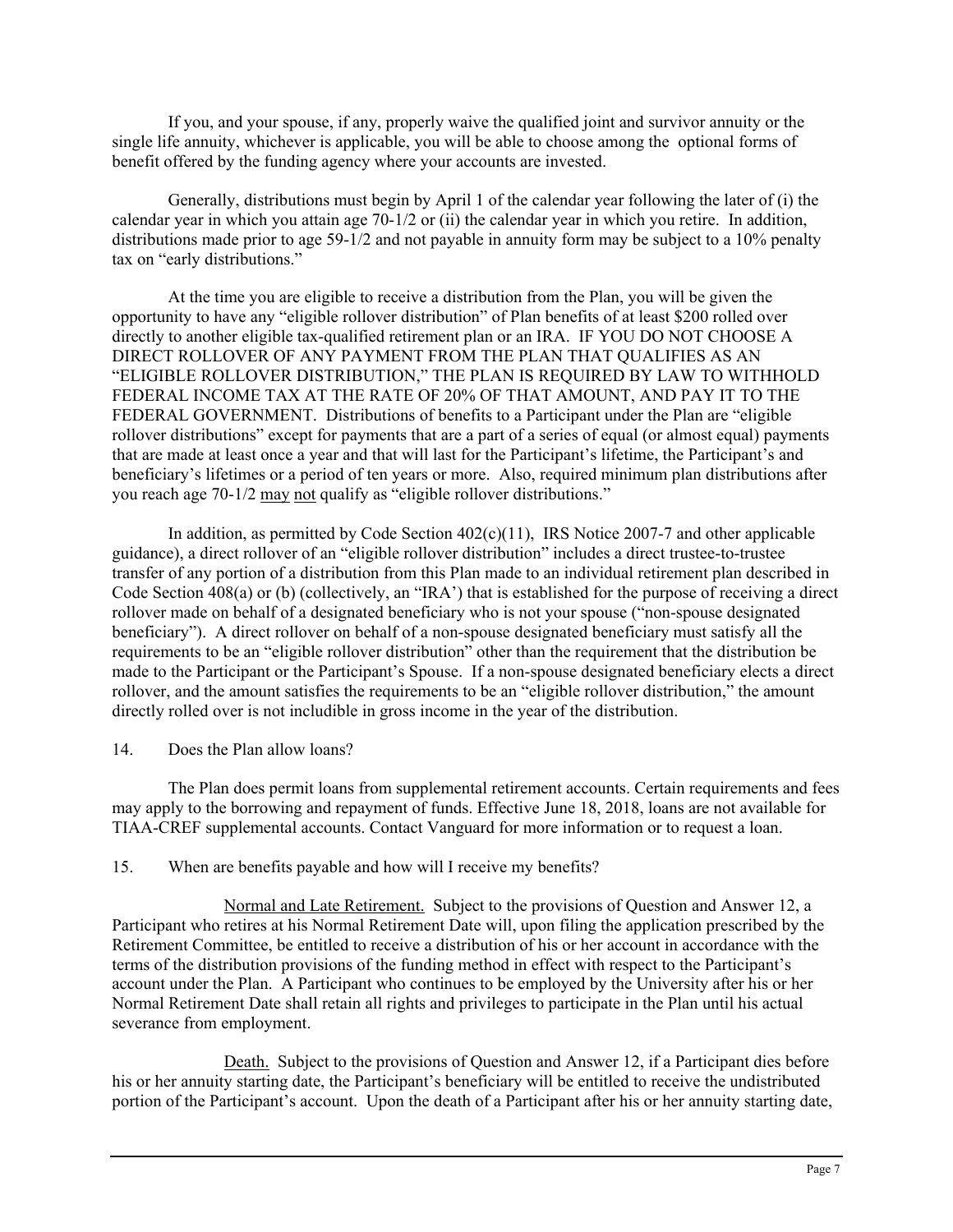If you, and your spouse, if any, properly waive the qualified joint and survivor annuity or the single life annuity, whichever is applicable, you will be able to choose among the  optional forms of benefit offered by the funding agency where your accounts are invested.

Generally, distributions must begin by April 1 of the calendar year following the later of (i) the calendar year in which you attain age 70-1/2 or (ii) the calendar year in which you retire.  In addition, distributions made prior to age 59-1/2 and not payable in annuity form may be subject to a 10% penalty tax on "early distributions."

At the time you are eligible to receive a distribution from the Plan, you will be given the opportunity to have any "eligible rollover distribution" of Plan benefits of at least $200 rolled over directly to another eligible tax-qualified retirement plan or an IRA.  IF YOU DO NOT CHOOSE A DIRECT ROLLOVER OF ANY PAYMENT FROM THE PLAN THAT QUALIFIES AS AN "ELIGIBLE ROLLOVER DISTRIBUTION," THE PLAN IS REQUIRED BY LAW TO WITHHOLD FEDERAL INCOME TAX AT THE RATE OF 20% OF THAT AMOUNT, AND PAY IT TO THE FEDERAL GOVERNMENT.  Distributions of benefits to a Participant under the Plan are "eligible rollover distributions" except for payments that are a part of a series of equal (or almost equal) payments that are made at least once a year and that will last for the Participant's lifetime, the Participant's and beneficiary's lifetimes or a period of ten years or more.  Also, required minimum plan distributions after you reach age 70-1/2 may not qualify as "eligible rollover distributions."

In addition, as permitted by Code Section 402(c)(11),  IRS Notice 2007-7 and other applicable guidance), a direct rollover of an "eligible rollover distribution" includes a direct trustee-to-trustee transfer of any portion of a distribution from this Plan made to an individual retirement plan described in Code Section 408(a) or (b) (collectively, an "IRA') that is established for the purpose of receiving a direct rollover made on behalf of a designated beneficiary who is not your spouse ("non-spouse designated beneficiary").  A direct rollover on behalf of a non-spouse designated beneficiary must satisfy all the requirements to be an "eligible rollover distribution" other than the requirement that the distribution be made to the Participant or the Participant's Spouse.  If a non-spouse designated beneficiary elects a direct rollover, and the amount satisfies the requirements to be an "eligible rollover distribution," the amount directly rolled over is not includible in gross income in the year of the distribution.

14. Does the Plan allow loans?

The Plan does permit loans from supplemental retirement accounts. Certain requirements and fees may apply to the borrowing and repayment of funds. Effective June 18, 2018, loans are not available for TIAA-CREF supplemental accounts. Contact Vanguard for more information or to request a loan.

15. When are benefits payable and how will I receive my benefits?

Normal and Late Retirement.  Subject to the provisions of Question and Answer 12, a Participant who retires at his Normal Retirement Date will, upon filing the application prescribed by the Retirement Committee, be entitled to receive a distribution of his or her account in accordance with the terms of the distribution provisions of the funding method in effect with respect to the Participant's account under the Plan.  A Participant who continues to be employed by the University after his or her Normal Retirement Date shall retain all rights and privileges to participate in the Plan until his actual severance from employment.

Death.  Subject to the provisions of Question and Answer 12, if a Participant dies before his or her annuity starting date, the Participant's beneficiary will be entitled to receive the undistributed portion of the Participant's account.  Upon the death of a Participant after his or her annuity starting date,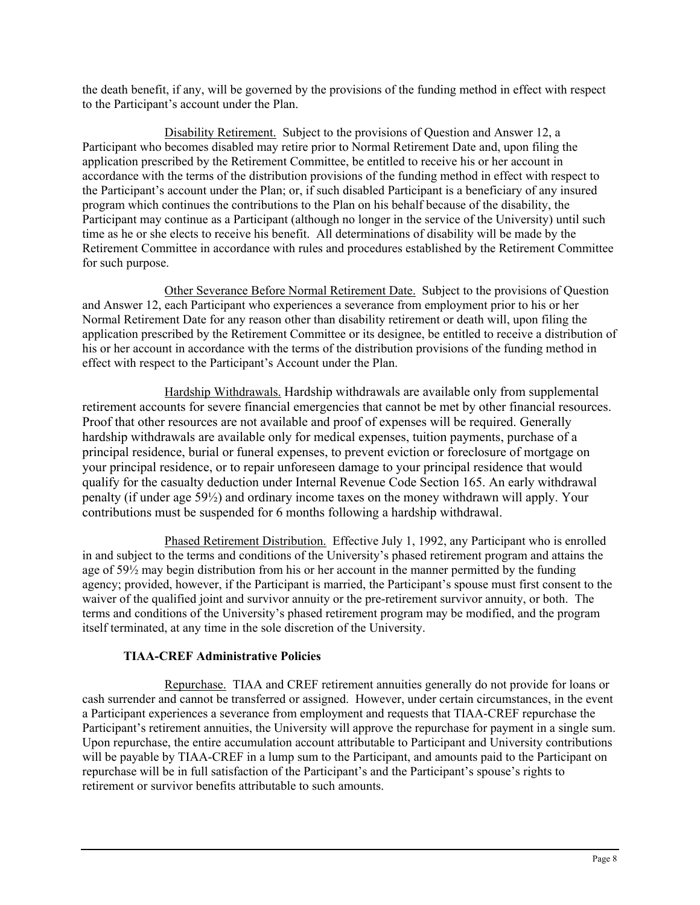the death benefit, if any, will be governed by the provisions of the funding method in effect with respect to the Participant's account under the Plan.

Disability Retirement. Subject to the provisions of Question and Answer 12, a Participant who becomes disabled may retire prior to Normal Retirement Date and, upon filing the application prescribed by the Retirement Committee, be entitled to receive his or her account in accordance with the terms of the distribution provisions of the funding method in effect with respect to the Participant's account under the Plan; or, if such disabled Participant is a beneficiary of any insured program which continues the contributions to the Plan on his behalf because of the disability, the Participant may continue as a Participant (although no longer in the service of the University) until such time as he or she elects to receive his benefit. All determinations of disability will be made by the Retirement Committee in accordance with rules and procedures established by the Retirement Committee for such purpose.

Other Severance Before Normal Retirement Date. Subject to the provisions of Question and Answer 12, each Participant who experiences a severance from employment prior to his or her Normal Retirement Date for any reason other than disability retirement or death will, upon filing the application prescribed by the Retirement Committee or its designee, be entitled to receive a distribution of his or her account in accordance with the terms of the distribution provisions of the funding method in effect with respect to the Participant's Account under the Plan.

Hardship Withdrawals. Hardship withdrawals are available only from supplemental retirement accounts for severe financial emergencies that cannot be met by other financial resources. Proof that other resources are not available and proof of expenses will be required. Generally hardship withdrawals are available only for medical expenses, tuition payments, purchase of a principal residence, burial or funeral expenses, to prevent eviction or foreclosure of mortgage on your principal residence, or to repair unforeseen damage to your principal residence that would qualify for the casualty deduction under Internal Revenue Code Section 165. An early withdrawal penalty (if under age 59½) and ordinary income taxes on the money withdrawn will apply. Your contributions must be suspended for 6 months following a hardship withdrawal.

Phased Retirement Distribution. Effective July 1, 1992, any Participant who is enrolled in and subject to the terms and conditions of the University's phased retirement program and attains the age of 59½ may begin distribution from his or her account in the manner permitted by the funding agency; provided, however, if the Participant is married, the Participant's spouse must first consent to the waiver of the qualified joint and survivor annuity or the pre-retirement survivor annuity, or both. The terms and conditions of the University's phased retirement program may be modified, and the program itself terminated, at any time in the sole discretion of the University.

**TIAA-CREF Administrative Policies**

Repurchase. TIAA and CREF retirement annuities generally do not provide for loans or cash surrender and cannot be transferred or assigned. However, under certain circumstances, in the event a Participant experiences a severance from employment and requests that TIAA-CREF repurchase the Participant's retirement annuities, the University will approve the repurchase for payment in a single sum. Upon repurchase, the entire accumulation account attributable to Participant and University contributions will be payable by TIAA-CREF in a lump sum to the Participant, and amounts paid to the Participant on repurchase will be in full satisfaction of the Participant's and the Participant's spouse's rights to retirement or survivor benefits attributable to such amounts.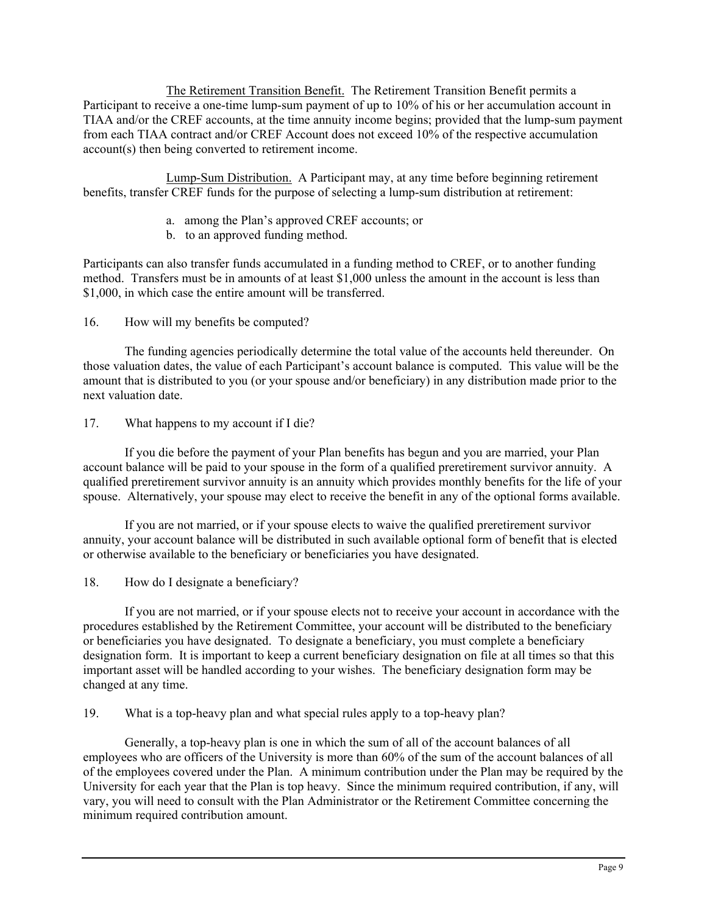<u>The Retirement Transition Benefit.</u> The Retirement Transition Benefit permits a Participant to receive a one-time lump-sum payment of up to 10% of his or her accumulation account in TIAA and/or the CREF accounts, at the time annuity income begins; provided that the lump-sum payment from each TIAA contract and/or CREF Account does not exceed 10% of the respective accumulation account(s) then being converted to retirement income.

<u>Lump-Sum Distribution.</u> A Participant may, at any time before beginning retirement benefits, transfer CREF funds for the purpose of selecting a lump-sum distribution at retirement:

a. among the Plan's approved CREF accounts; or
b. to an approved funding method.

Participants can also transfer funds accumulated in a funding method to CREF, or to another funding method. Transfers must be in amounts of at least $1,000 unless the amount in the account is less than $1,000, in which case the entire amount will be transferred.

16. How will my benefits be computed?

The funding agencies periodically determine the total value of the accounts held thereunder. On those valuation dates, the value of each Participant's account balance is computed. This value will be the amount that is distributed to you (or your spouse and/or beneficiary) in any distribution made prior to the next valuation date.

17. What happens to my account if I die?

If you die before the payment of your Plan benefits has begun and you are married, your Plan account balance will be paid to your spouse in the form of a qualified preretirement survivor annuity. A qualified preretirement survivor annuity is an annuity which provides monthly benefits for the life of your spouse. Alternatively, your spouse may elect to receive the benefit in any of the optional forms available.

If you are not married, or if your spouse elects to waive the qualified preretirement survivor annuity, your account balance will be distributed in such available optional form of benefit that is elected or otherwise available to the beneficiary or beneficiaries you have designated.

18. How do I designate a beneficiary?

If you are not married, or if your spouse elects not to receive your account in accordance with the procedures established by the Retirement Committee, your account will be distributed to the beneficiary or beneficiaries you have designated. To designate a beneficiary, you must complete a beneficiary designation form. It is important to keep a current beneficiary designation on file at all times so that this important asset will be handled according to your wishes. The beneficiary designation form may be changed at any time.

19. What is a top-heavy plan and what special rules apply to a top-heavy plan?

Generally, a top-heavy plan is one in which the sum of all of the account balances of all employees who are officers of the University is more than 60% of the sum of the account balances of all of the employees covered under the Plan. A minimum contribution under the Plan may be required by the University for each year that the Plan is top heavy. Since the minimum required contribution, if any, will vary, you will need to consult with the Plan Administrator or the Retirement Committee concerning the minimum required contribution amount.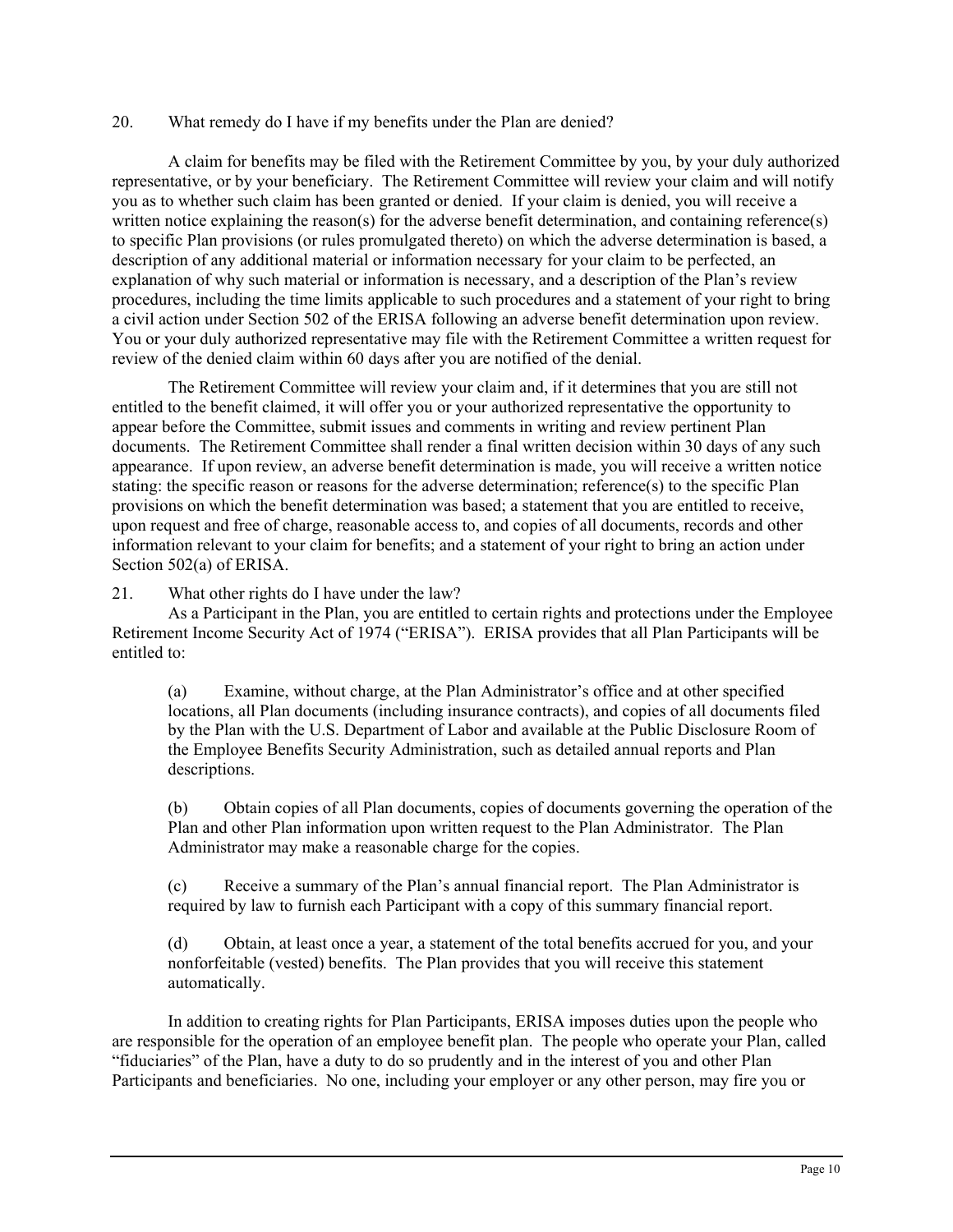20. What remedy do I have if my benefits under the Plan are denied?

A claim for benefits may be filed with the Retirement Committee by you, by your duly authorized representative, or by your beneficiary. The Retirement Committee will review your claim and will notify you as to whether such claim has been granted or denied. If your claim is denied, you will receive a written notice explaining the reason(s) for the adverse benefit determination, and containing reference(s) to specific Plan provisions (or rules promulgated thereto) on which the adverse determination is based, a description of any additional material or information necessary for your claim to be perfected, an explanation of why such material or information is necessary, and a description of the Plan's review procedures, including the time limits applicable to such procedures and a statement of your right to bring a civil action under Section 502 of the ERISA following an adverse benefit determination upon review. You or your duly authorized representative may file with the Retirement Committee a written request for review of the denied claim within 60 days after you are notified of the denial.

The Retirement Committee will review your claim and, if it determines that you are still not entitled to the benefit claimed, it will offer you or your authorized representative the opportunity to appear before the Committee, submit issues and comments in writing and review pertinent Plan documents. The Retirement Committee shall render a final written decision within 30 days of any such appearance. If upon review, an adverse benefit determination is made, you will receive a written notice stating: the specific reason or reasons for the adverse determination; reference(s) to the specific Plan provisions on which the benefit determination was based; a statement that you are entitled to receive, upon request and free of charge, reasonable access to, and copies of all documents, records and other information relevant to your claim for benefits; and a statement of your right to bring an action under Section 502(a) of ERISA.

21. What other rights do I have under the law?

As a Participant in the Plan, you are entitled to certain rights and protections under the Employee Retirement Income Security Act of 1974 ("ERISA"). ERISA provides that all Plan Participants will be entitled to:

(a) Examine, without charge, at the Plan Administrator's office and at other specified locations, all Plan documents (including insurance contracts), and copies of all documents filed by the Plan with the U.S. Department of Labor and available at the Public Disclosure Room of the Employee Benefits Security Administration, such as detailed annual reports and Plan descriptions.

(b) Obtain copies of all Plan documents, copies of documents governing the operation of the Plan and other Plan information upon written request to the Plan Administrator. The Plan Administrator may make a reasonable charge for the copies.

(c) Receive a summary of the Plan's annual financial report. The Plan Administrator is required by law to furnish each Participant with a copy of this summary financial report.

(d) Obtain, at least once a year, a statement of the total benefits accrued for you, and your nonforfeitable (vested) benefits. The Plan provides that you will receive this statement automatically.

In addition to creating rights for Plan Participants, ERISA imposes duties upon the people who are responsible for the operation of an employee benefit plan. The people who operate your Plan, called "fiduciaries" of the Plan, have a duty to do so prudently and in the interest of you and other Plan Participants and beneficiaries. No one, including your employer or any other person, may fire you or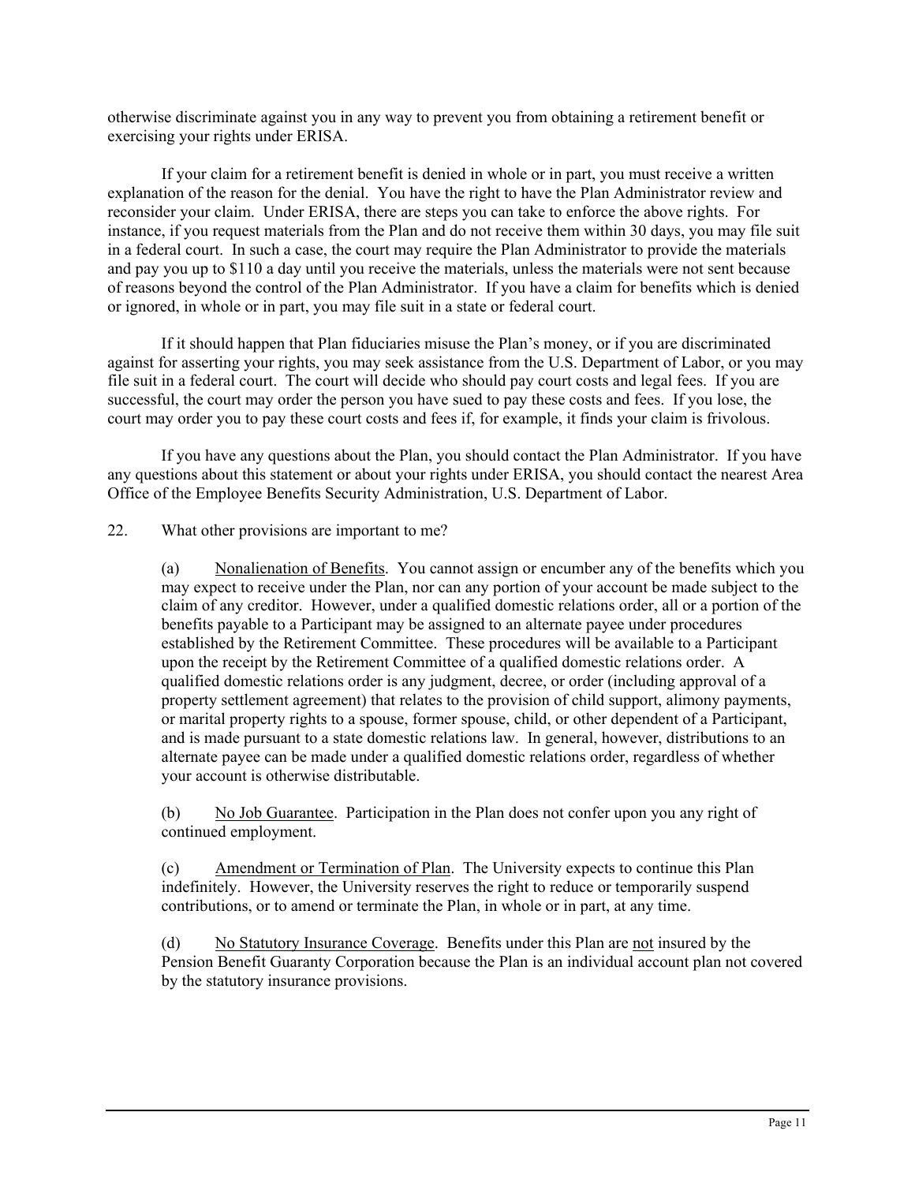otherwise discriminate against you in any way to prevent you from obtaining a retirement benefit or exercising your rights under ERISA.

If your claim for a retirement benefit is denied in whole or in part, you must receive a written explanation of the reason for the denial. You have the right to have the Plan Administrator review and reconsider your claim. Under ERISA, there are steps you can take to enforce the above rights. For instance, if you request materials from the Plan and do not receive them within 30 days, you may file suit in a federal court. In such a case, the court may require the Plan Administrator to provide the materials and pay you up to $110 a day until you receive the materials, unless the materials were not sent because of reasons beyond the control of the Plan Administrator. If you have a claim for benefits which is denied or ignored, in whole or in part, you may file suit in a state or federal court.

If it should happen that Plan fiduciaries misuse the Plan's money, or if you are discriminated against for asserting your rights, you may seek assistance from the U.S. Department of Labor, or you may file suit in a federal court. The court will decide who should pay court costs and legal fees. If you are successful, the court may order the person you have sued to pay these costs and fees. If you lose, the court may order you to pay these court costs and fees if, for example, it finds your claim is frivolous.

If you have any questions about the Plan, you should contact the Plan Administrator. If you have any questions about this statement or about your rights under ERISA, you should contact the nearest Area Office of the Employee Benefits Security Administration, U.S. Department of Labor.

22. What other provisions are important to me?

(a) Nonalienation of Benefits. You cannot assign or encumber any of the benefits which you may expect to receive under the Plan, nor can any portion of your account be made subject to the claim of any creditor. However, under a qualified domestic relations order, all or a portion of the benefits payable to a Participant may be assigned to an alternate payee under procedures established by the Retirement Committee. These procedures will be available to a Participant upon the receipt by the Retirement Committee of a qualified domestic relations order. A qualified domestic relations order is any judgment, decree, or order (including approval of a property settlement agreement) that relates to the provision of child support, alimony payments, or marital property rights to a spouse, former spouse, child, or other dependent of a Participant, and is made pursuant to a state domestic relations law. In general, however, distributions to an alternate payee can be made under a qualified domestic relations order, regardless of whether your account is otherwise distributable.

(b) No Job Guarantee. Participation in the Plan does not confer upon you any right of continued employment.

(c) Amendment or Termination of Plan. The University expects to continue this Plan indefinitely. However, the University reserves the right to reduce or temporarily suspend contributions, or to amend or terminate the Plan, in whole or in part, at any time.

(d) No Statutory Insurance Coverage. Benefits under this Plan are not insured by the Pension Benefit Guaranty Corporation because the Plan is an individual account plan not covered by the statutory insurance provisions.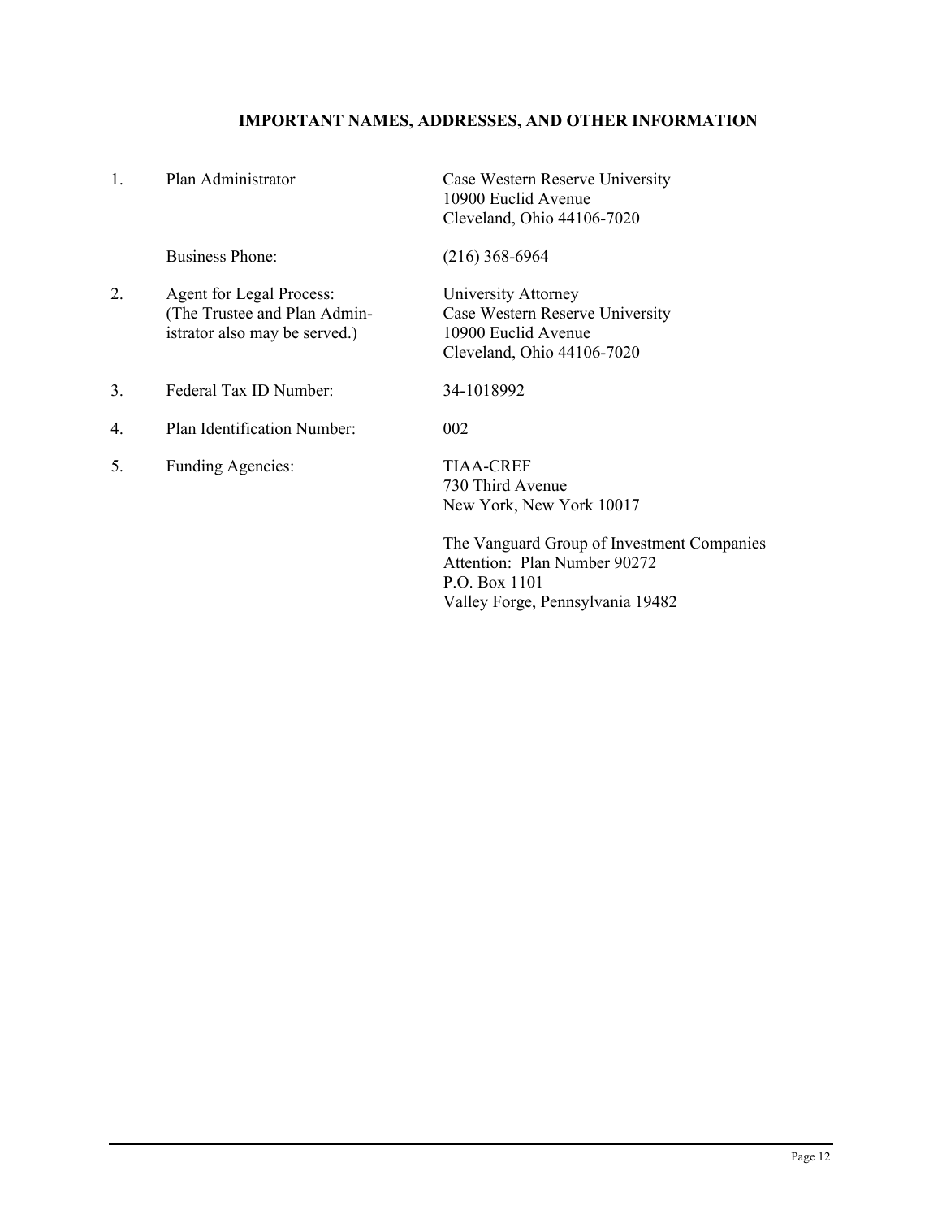## IMPORTANT NAMES, ADDRESSES, AND OTHER INFORMATION

| | | |
|---|---|---|
| 1. | Plan Administrator | Case Western Reserve University<br>10900 Euclid Avenue<br>Cleveland, Ohio 44106-7020 |
| | Business Phone: | (216) 368-6964 |
| 2. | Agent for Legal Process:<br>(The Trustee and Plan Administrator also may be served.) | University Attorney<br>Case Western Reserve University<br>10900 Euclid Avenue<br>Cleveland, Ohio 44106-7020 |
| 3. | Federal Tax ID Number: | 34-1018992 |
| 4. | Plan Identification Number: | 002 |
| 5. | Funding Agencies: | TIAA-CREF<br>730 Third Avenue<br>New York, New York 10017<br><br>The Vanguard Group of Investment Companies<br>Attention: Plan Number 90272<br>P.O. Box 1101<br>Valley Forge, Pennsylvania 19482 |